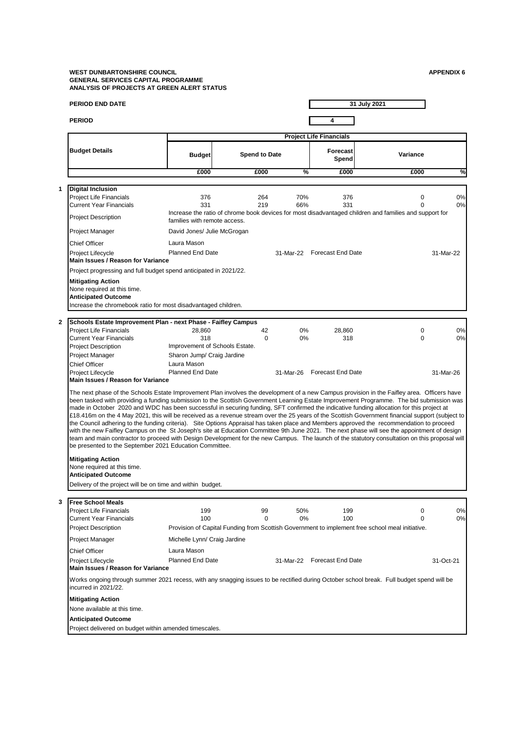**WEST DUNBARTONSHIRE COUNCIL**
**GENERAL SERVICES CAPITAL PROGRAMME**
**ANALYSIS OF PROJECTS AT GREEN ALERT STATUS**

**APPENDIX 6**

**PERIOD END DATE** 31 July 2021

**PERIOD** 4

| Budget Details | Project Life Financials | | | | | |
|---|---|---|---|---|---|---|
| | Budget | Spend to Date | | Forecast Spend | Variance | |
| | £000 | £000 | % | £000 | £000 | % |

**1 Digital Inclusion**

| | Budget | Spend to Date | % | Forecast Spend | Variance | % |
|---|---|---|---|---|---|---|
| Project Life Financials | 376 | 264 | 70% | 376 | 0 | 0% |
| Current Year Financials | 331 | 219 | 66% | 331 | 0 | 0% |

Project Description: Increase the ratio of chrome book devices for most disadvantaged children and families and support for families with remote access.

Project Manager: David Jones/ Julie McGrogan

Chief Officer: Laura Mason

Project Lifecycle: Planned End Date 31-Mar-22 Forecast End Date 31-Mar-22

**Main Issues / Reason for Variance**

Project progressing and full budget spend anticipated in 2021/22.

**Mitigating Action**

None required at this time.

**Anticipated Outcome**

Increase the chromebook ratio for most disadvantaged children.

**2 Schools Estate Improvement Plan - next Phase - Faifley Campus**

| | Budget | Spend to Date | % | Forecast Spend | Variance | % |
|---|---|---|---|---|---|---|
| Project Life Financials | 28,860 | 42 | 0% | 28,860 | 0 | 0% |
| Current Year Financials | 318 | 0 | 0% | 318 | 0 | 0% |

Project Description: Improvement of Schools Estate.

Project Manager: Sharon Jump/ Craig Jardine

Chief Officer: Laura Mason

Project Lifecycle: Planned End Date 31-Mar-26 Forecast End Date 31-Mar-26

**Main Issues / Reason for Variance**

The next phase of the Schools Estate Improvement Plan involves the development of a new Campus provision in the Faifley area. Officers have been tasked with providing a funding submission to the Scottish Government Learning Estate Improvement Programme. The bid submission was made in October 2020 and WDC has been successful in securing funding, SFT confirmed the indicative funding allocation for this project at £18.416m on the 4 May 2021, this will be received as a revenue stream over the 25 years of the Scottish Government financial support (subject to the Council adhering to the funding criteria). Site Options Appraisal has taken place and Members approved the recommendation to proceed with the new Faifley Campus on the St Joseph's site at Education Committee 9th June 2021. The next phase will see the appointment of design team and main contractor to proceed with Design Development for the new Campus. The launch of the statutory consultation on this proposal will be presented to the September 2021 Education Committee.

**Mitigating Action**

None required at this time.

**Anticipated Outcome**

Delivery of the project will be on time and within budget.

**3 Free School Meals**

| | Budget | Spend to Date | % | Forecast Spend | Variance | % |
|---|---|---|---|---|---|---|
| Project Life Financials | 199 | 99 | 50% | 199 | 0 | 0% |
| Current Year Financials | 100 | 0 | 0% | 100 | 0 | 0% |

Project Description: Provision of Capital Funding from Scottish Government to implement free school meal initiative.

Project Manager: Michelle Lynn/ Craig Jardine

Chief Officer: Laura Mason

Project Lifecycle: Planned End Date 31-Mar-22 Forecast End Date 31-Oct-21

**Main Issues / Reason for Variance**

Works ongoing through summer 2021 recess, with any snagging issues to be rectified during October school break. Full budget spend will be incurred in 2021/22.

**Mitigating Action**

None available at this time.

**Anticipated Outcome**

Project delivered on budget within amended timescales.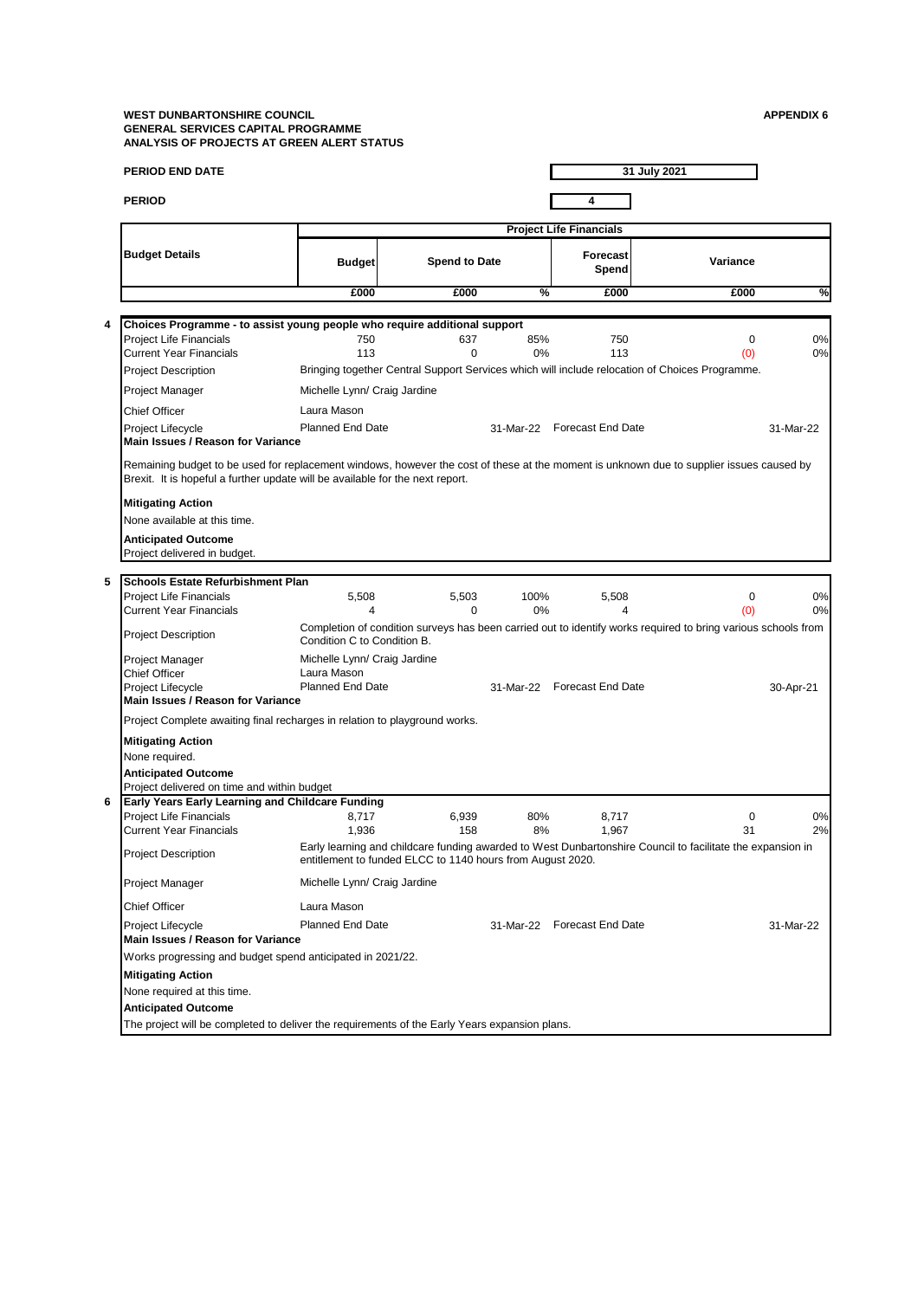**WEST DUNBARTONSHIRE COUNCIL**
**GENERAL SERVICES CAPITAL PROGRAMME**
**ANALYSIS OF PROJECTS AT GREEN ALERT STATUS**

**APPENDIX 6**

**PERIOD END DATE** 31 July 2021

**PERIOD** 4

| | | Project Life Financials | | | | | |
|---|---|---|---|---|---|---|---|
| **Budget Details** | | **Budget** | **Spend to Date** | | **Forecast Spend** | **Variance** | |
| | | **£000** | **£000** | **%** | **£000** | **£000** | **%** |
| **4** | **Choices Programme - to assist young people who require additional support** | | | | | | |
| | Project Life Financials | 750 | 637 | 85% | 750 | 0 | 0% |
| | Current Year Financials | 113 | 0 | 0% | 113 | (0) | 0% |
| | Project Description | Bringing together Central Support Services which will include relocation of Choices Programme. | | | | | |
| | Project Manager | Michelle Lynn/ Craig Jardine | | | | | |
| | Chief Officer | Laura Mason | | | | | |
| | Project Lifecycle | Planned End Date | | 31-Mar-22 | Forecast End Date | | 31-Mar-22 |
| | **Main Issues / Reason for Variance** | | | | | | |
| | Remaining budget to be used for replacement windows, however the cost of these at the moment is unknown due to supplier issues caused by Brexit. It is hopeful a further update will be available for the next report. | | | | | | |
| | **Mitigating Action** | | | | | | |
| | None available at this time. | | | | | | |
| | **Anticipated Outcome** | | | | | | |
| | Project delivered in budget. | | | | | | |
| **5** | **Schools Estate Refurbishment Plan** | | | | | | |
| | Project Life Financials | 5,508 | 5,503 | 100% | 5,508 | 0 | 0% |
| | Current Year Financials | 4 | 0 | 0% | 4 | (0) | 0% |
| | Project Description | Completion of condition surveys has been carried out to identify works required to bring various schools from Condition C to Condition B. | | | | | |
| | Project Manager | Michelle Lynn/ Craig Jardine | | | | | |
| | Chief Officer | Laura Mason | | | | | |
| | Project Lifecycle | Planned End Date | | 31-Mar-22 | Forecast End Date | | 30-Apr-21 |
| | **Main Issues / Reason for Variance** | | | | | | |
| | Project Complete awaiting final recharges in relation to playground works. | | | | | | |
| | **Mitigating Action** | | | | | | |
| | None required. | | | | | | |
| | **Anticipated Outcome** | | | | | | |
| | Project delivered on time and within budget | | | | | | |
| **6** | **Early Years Early Learning and Childcare Funding** | | | | | | |
| | Project Life Financials | 8,717 | 6,939 | 80% | 8,717 | 0 | 0% |
| | Current Year Financials | 1,936 | 158 | 8% | 1,967 | 31 | 2% |
| | Project Description | Early learning and childcare funding awarded to West Dunbartonshire Council to facilitate the expansion in entitlement to funded ELCC to 1140 hours from August 2020. | | | | | |
| | Project Manager | Michelle Lynn/ Craig Jardine | | | | | |
| | Chief Officer | Laura Mason | | | | | |
| | Project Lifecycle | Planned End Date | | 31-Mar-22 | Forecast End Date | | 31-Mar-22 |
| | **Main Issues / Reason for Variance** | | | | | | |
| | Works progressing and budget spend anticipated in 2021/22. | | | | | | |
| | **Mitigating Action** | | | | | | |
| | None required at this time. | | | | | | |
| | **Anticipated Outcome** | | | | | | |
| | The project will be completed to deliver the requirements of the Early Years expansion plans. | | | | | | |